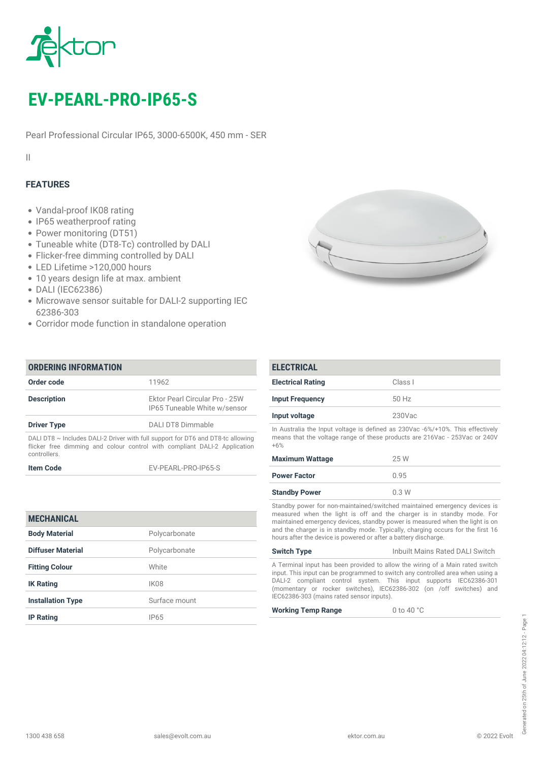# EV-PEARL-PRO-IP65-S

Pearl Professional Circular IP65, 3000-6500K, 450 mm - SER

II

## FEATURES

- Vandal-proof IK08 rating
- IP65 weatherproof rating
- Power monitoring (DT51)
- Tuneable white (DT8-Tc) controlled by DALI
- Flicker-free dimming controlled by DALI
- LED Lifetime >120,000 hours
- 10 years design life at max. ambient
- DALI (IEC62386)
- Microwave sensor suitable for DALI-2 supporting IEC 62386-303
- Corridor mode function in standalone operation

## ORDERING INFORMATION

| | |
|---|---|
| **Order code** | 11962 |
| **Description** | Ektor Pearl Circular Pro - 25W IP65 Tuneable White w/sensor |
| **Driver Type** | DALI DT8 Dimmable |

DALI DT8 ~ Includes DALI-2 Driver with full support for DT6 and DT8-tc allowing flicker free dimming and colour control with compliant DALI-2 Application controllers.

| | |
|---|---|
| **Item Code** | EV-PEARL-PRO-IP65-S |

## MECHANICAL

| | |
|---|---|
| **Body Material** | Polycarbonate |
| **Diffuser Material** | Polycarbonate |
| **Fitting Colour** | White |
| **IK Rating** | IK08 |
| **Installation Type** | Surface mount |
| **IP Rating** | IP65 |

## ELECTRICAL

| | |
|---|---|
| **Electrical Rating** | Class I |
| **Input Frequency** | 50 Hz |
| **Input voltage** | 230Vac |

In Australia the Input voltage is defined as 230Vac -6%/+10%. This effectively means that the voltage range of these products are 216Vac - 253Vac or 240V +6%

| | |
|---|---|
| **Maximum Wattage** | 25 W |
| **Power Factor** | 0.95 |
| **Standby Power** | 0.3 W |

Standby power for non-maintained/switched maintained emergency devices is measured when the light is off and the charger is in standby mode. For maintained emergency devices, standby power is measured when the light is on and the charger is in standby mode. Typically, charging occurs for the first 16 hours after the device is powered or after a battery discharge.

| | |
|---|---|
| **Switch Type** | Inbuilt Mains Rated DALI Switch |

A Terminal input has been provided to allow the wiring of a Main rated switch input. This input can be programmed to switch any controlled area when using a DALI-2 compliant control system. This input supports IEC62386-301 (momentary or rocker switches), IEC62386-302 (on /off switches) and IEC62386-303 (mains rated sensor inputs).

| | |
|---|---|
| **Working Temp Range** | 0 to 40 °C |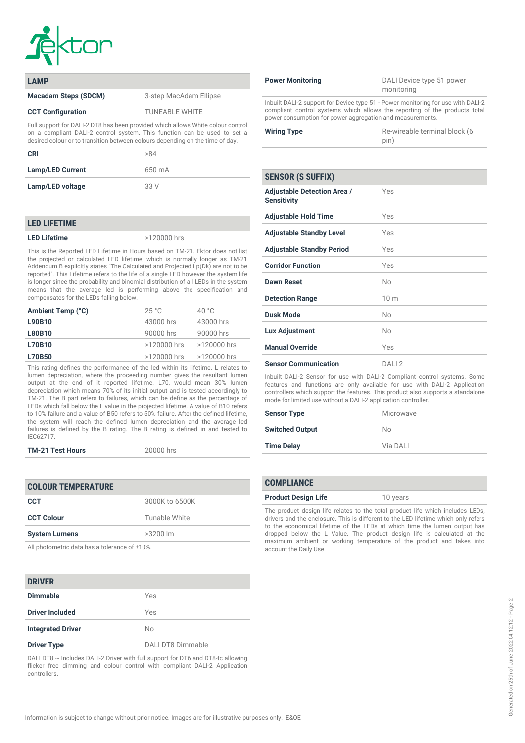## LAMP

| | |
|---|---|
| **Macadam Steps (SDCM)** | 3-step MacAdam Ellipse |
| **CCT Configuration** | TUNEABLE WHITE |

Full support for DALI-2 DT8 has been provided which allows White colour control on a compliant DALI-2 control system. This function can be used to set a desired colour or to transition between colours depending on the time of day.

| | |
|---|---|
| **CRI** | >84 |
| **Lamp/LED Current** | 650 mA |
| **Lamp/LED voltage** | 33 V |

## LED LIFETIME

| | |
|---|---|
| **LED Lifetime** | >120000 hrs |

This is the Reported LED Lifetime in Hours based on TM-21. Ektor does not list the projected or calculated LED lifetime, which is normally longer as TM-21 Addendum B explicitly states "The Calculated and Projected Lp(Dk) are not to be reported". This Lifetime refers to the life of a single LED however the system life is longer since the probability and binomial distribution of all LEDs in the system means that the average led is performing above the specification and compensates for the LEDs falling below.

| **Ambient Temp (°C)** | 25 °C | 40 °C |
|---|---|---|
| **L90B10** | 43000 hrs | 43000 hrs |
| **L80B10** | 90000 hrs | 90000 hrs |
| **L70B10** | >120000 hrs | >120000 hrs |
| **L70B50** | >120000 hrs | >120000 hrs |

This rating defines the performance of the led within its lifetime. L relates to lumen depreciation, where the proceeding number gives the resultant lumen output at the end of it reported lifetime. L70, would mean 30% lumen depreciation which means 70% of its initial output and is tested accordingly to TM-21. The B part refers to failures, which can be define as the percentage of LEDs which fall below the L value in the projected lifetime. A value of B10 refers to 10% failure and a value of B50 refers to 50% failure. After the defined lifetime, the system will reach the defined lumen depreciation and the average led failures is defined by the B rating. The B rating is defined in and tested to IEC62717.

| | |
|---|---|
| **TM-21 Test Hours** | 20000 hrs |

## COLOUR TEMPERATURE

| | |
|---|---|
| **CCT** | 3000K to 6500K |
| **CCT Colour** | Tunable White |
| **System Lumens** | >3200 lm |

All photometric data has a tolerance of ±10%.

## DRIVER

| | |
|---|---|
| **Dimmable** | Yes |
| **Driver Included** | Yes |
| **Integrated Driver** | No |
| **Driver Type** | DALI DT8 Dimmable |

DALI DT8 ~ Includes DALI-2 Driver with full support for DT6 and DT8-tc allowing flicker free dimming and colour control with compliant DALI-2 Application controllers.

| | |
|---|---|
| **Power Monitoring** | DALI Device type 51 power monitoring |

Inbuilt DALI-2 support for Device type 51 - Power monitoring for use with DALI-2 compliant control systems which allows the reporting of the products total power consumption for power aggregation and measurements.

| | |
|---|---|
| **Wiring Type** | Re-wireable terminal block (6 pin) |

## SENSOR (S SUFFIX)

| | |
|---|---|
| **Adjustable Detection Area / Sensitivity** | Yes |
| **Adjustable Hold Time** | Yes |
| **Adjustable Standby Level** | Yes |
| **Adjustable Standby Period** | Yes |
| **Corridor Function** | Yes |
| **Dawn Reset** | No |
| **Detection Range** | 10 m |
| **Dusk Mode** | No |
| **Lux Adjustment** | No |
| **Manual Override** | Yes |
| **Sensor Communication** | DALI 2 |

Inbuilt DALI-2 Sensor for use with DALI-2 Compliant control systems. Some features and functions are only available for use with DALI-2 Application controllers which support the features. This product also supports a standalone mode for limited use without a DALI-2 application controller.

| | |
|---|---|
| **Sensor Type** | Microwave |
| **Switched Output** | No |
| **Time Delay** | Via DALI |

## COMPLIANCE

| | |
|---|---|
| **Product Design Life** | 10 years |

The product design life relates to the total product life which includes LEDs, drivers and the enclosure. This is different to the LED lifetime which only refers to the economical lifetime of the LEDs at which time the lumen output has dropped below the L Value. The product design life is calculated at the maximum ambient or working temperature of the product and takes into account the Daily Use.

Information is subject to change without prior notice. Images are for illustrative purposes only. E&OE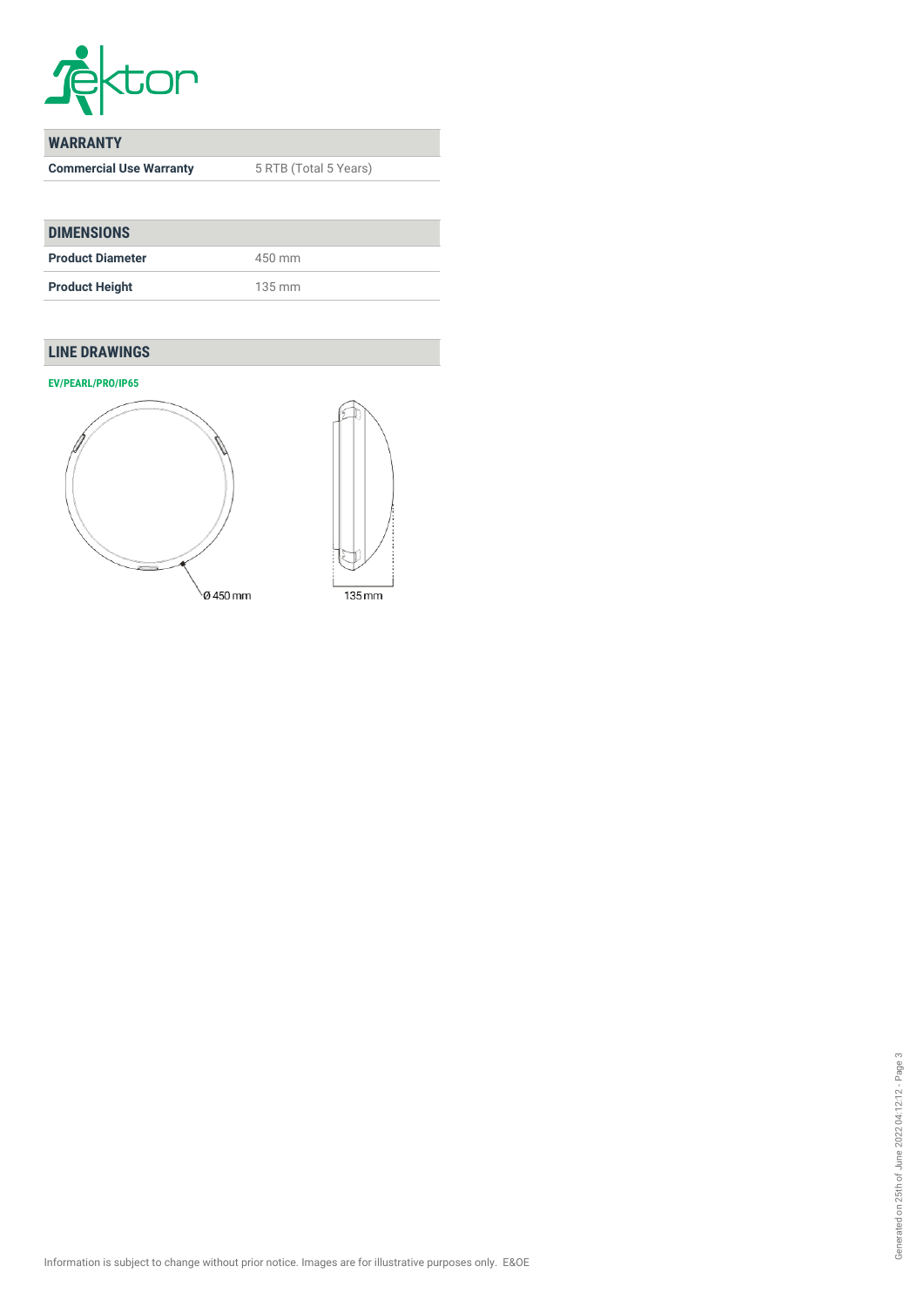## WARRANTY

| | |
|---|---|
| **Commercial Use Warranty** | 5 RTB (Total 5 Years) |

## DIMENSIONS

| | |
|---|---|
| **Product Diameter** | 450 mm |
| **Product Height** | 135 mm |

## LINE DRAWINGS

**EV/PEARL/PRO/IP65**

Ø 450 mm

135 mm

Information is subject to change without prior notice. Images are for illustrative purposes only. E&OE